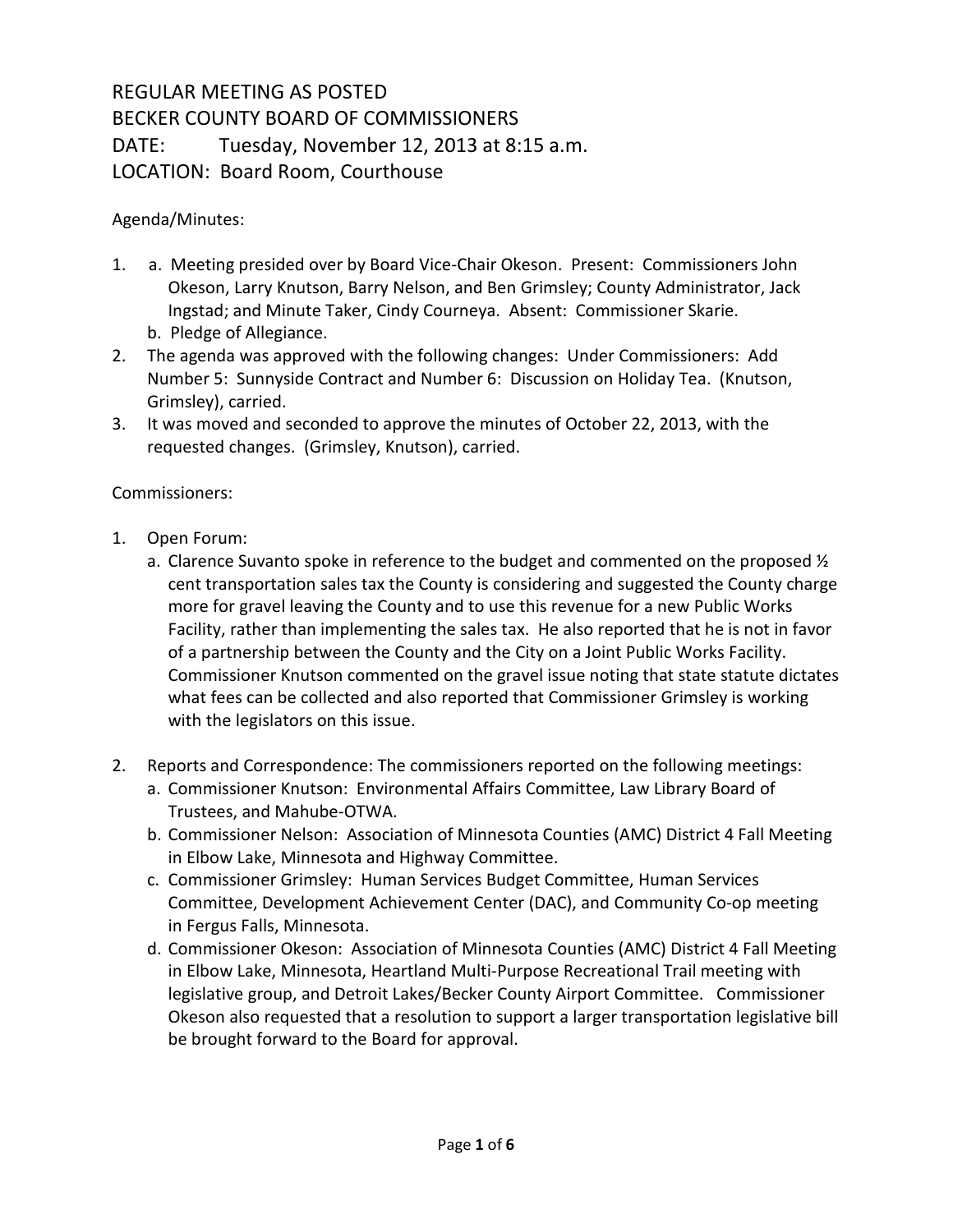# REGULAR MEETING AS POSTED
# BECKER COUNTY BOARD OF COMMISSIONERS

DATE: Tuesday, November 12, 2013 at 8:15 a.m.

LOCATION: Board Room, Courthouse

Agenda/Minutes:

1. a. Meeting presided over by Board Vice-Chair Okeson. Present: Commissioners John Okeson, Larry Knutson, Barry Nelson, and Ben Grimsley; County Administrator, Jack Ingstad; and Minute Taker, Cindy Courneya. Absent: Commissioner Skarie.
   b. Pledge of Allegiance.
2. The agenda was approved with the following changes: Under Commissioners: Add Number 5: Sunnyside Contract and Number 6: Discussion on Holiday Tea. (Knutson, Grimsley), carried.
3. It was moved and seconded to approve the minutes of October 22, 2013, with the requested changes. (Grimsley, Knutson), carried.

Commissioners:

1. Open Forum:
   a. Clarence Suvanto spoke in reference to the budget and commented on the proposed ½ cent transportation sales tax the County is considering and suggested the County charge more for gravel leaving the County and to use this revenue for a new Public Works Facility, rather than implementing the sales tax. He also reported that he is not in favor of a partnership between the County and the City on a Joint Public Works Facility. Commissioner Knutson commented on the gravel issue noting that state statute dictates what fees can be collected and also reported that Commissioner Grimsley is working with the legislators on this issue.

2. Reports and Correspondence: The commissioners reported on the following meetings:
   a. Commissioner Knutson: Environmental Affairs Committee, Law Library Board of Trustees, and Mahube-OTWA.
   b. Commissioner Nelson: Association of Minnesota Counties (AMC) District 4 Fall Meeting in Elbow Lake, Minnesota and Highway Committee.
   c. Commissioner Grimsley: Human Services Budget Committee, Human Services Committee, Development Achievement Center (DAC), and Community Co-op meeting in Fergus Falls, Minnesota.
   d. Commissioner Okeson: Association of Minnesota Counties (AMC) District 4 Fall Meeting in Elbow Lake, Minnesota, Heartland Multi-Purpose Recreational Trail meeting with legislative group, and Detroit Lakes/Becker County Airport Committee. Commissioner Okeson also requested that a resolution to support a larger transportation legislative bill be brought forward to the Board for approval.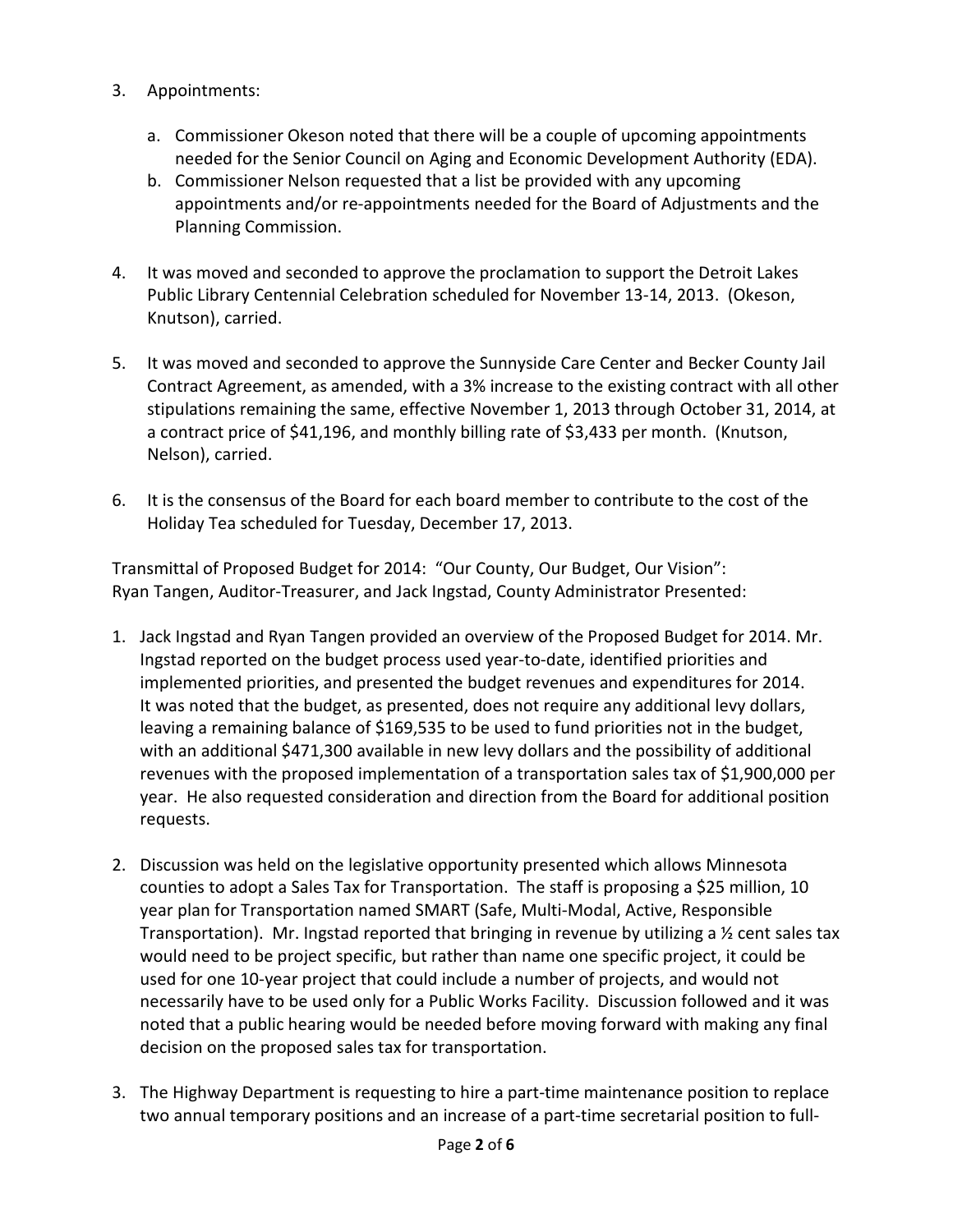3. Appointments:

   a. Commissioner Okeson noted that there will be a couple of upcoming appointments needed for the Senior Council on Aging and Economic Development Authority (EDA).
   b. Commissioner Nelson requested that a list be provided with any upcoming appointments and/or re-appointments needed for the Board of Adjustments and the Planning Commission.

4. It was moved and seconded to approve the proclamation to support the Detroit Lakes Public Library Centennial Celebration scheduled for November 13-14, 2013. (Okeson, Knutson), carried.

5. It was moved and seconded to approve the Sunnyside Care Center and Becker County Jail Contract Agreement, as amended, with a 3% increase to the existing contract with all other stipulations remaining the same, effective November 1, 2013 through October 31, 2014, at a contract price of $41,196, and monthly billing rate of $3,433 per month. (Knutson, Nelson), carried.

6. It is the consensus of the Board for each board member to contribute to the cost of the Holiday Tea scheduled for Tuesday, December 17, 2013.

Transmittal of Proposed Budget for 2014: "Our County, Our Budget, Our Vision": Ryan Tangen, Auditor-Treasurer, and Jack Ingstad, County Administrator Presented:

1. Jack Ingstad and Ryan Tangen provided an overview of the Proposed Budget for 2014. Mr. Ingstad reported on the budget process used year-to-date, identified priorities and implemented priorities, and presented the budget revenues and expenditures for 2014. It was noted that the budget, as presented, does not require any additional levy dollars, leaving a remaining balance of $169,535 to be used to fund priorities not in the budget, with an additional $471,300 available in new levy dollars and the possibility of additional revenues with the proposed implementation of a transportation sales tax of $1,900,000 per year. He also requested consideration and direction from the Board for additional position requests.

2. Discussion was held on the legislative opportunity presented which allows Minnesota counties to adopt a Sales Tax for Transportation. The staff is proposing a $25 million, 10 year plan for Transportation named SMART (Safe, Multi-Modal, Active, Responsible Transportation). Mr. Ingstad reported that bringing in revenue by utilizing a ½ cent sales tax would need to be project specific, but rather than name one specific project, it could be used for one 10-year project that could include a number of projects, and would not necessarily have to be used only for a Public Works Facility. Discussion followed and it was noted that a public hearing would be needed before moving forward with making any final decision on the proposed sales tax for transportation.

3. The Highway Department is requesting to hire a part-time maintenance position to replace two annual temporary positions and an increase of a part-time secretarial position to full-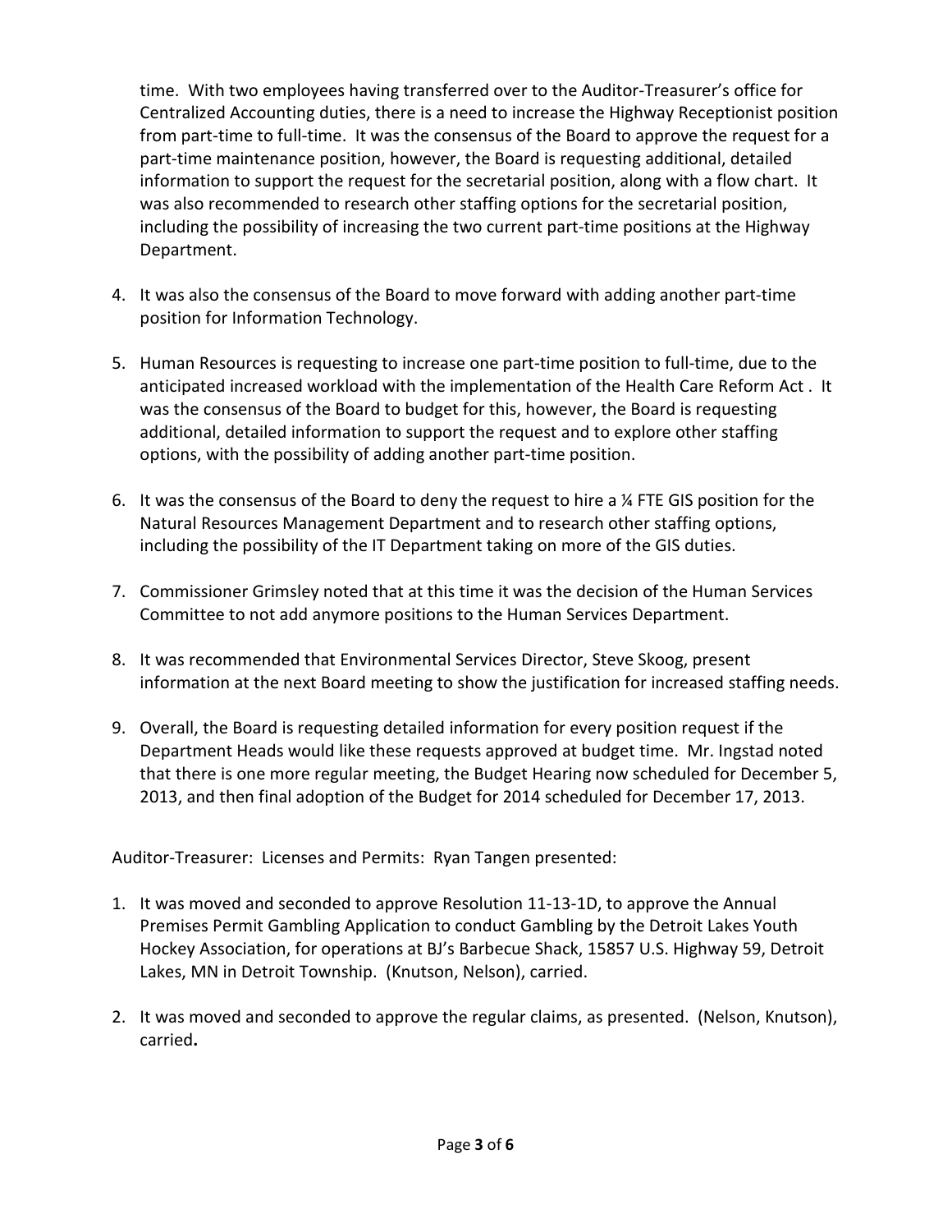time. With two employees having transferred over to the Auditor-Treasurer's office for Centralized Accounting duties, there is a need to increase the Highway Receptionist position from part-time to full-time. It was the consensus of the Board to approve the request for a part-time maintenance position, however, the Board is requesting additional, detailed information to support the request for the secretarial position, along with a flow chart. It was also recommended to research other staffing options for the secretarial position, including the possibility of increasing the two current part-time positions at the Highway Department.

4. It was also the consensus of the Board to move forward with adding another part-time position for Information Technology.

5. Human Resources is requesting to increase one part-time position to full-time, due to the anticipated increased workload with the implementation of the Health Care Reform Act . It was the consensus of the Board to budget for this, however, the Board is requesting additional, detailed information to support the request and to explore other staffing options, with the possibility of adding another part-time position.

6. It was the consensus of the Board to deny the request to hire a ¼ FTE GIS position for the Natural Resources Management Department and to research other staffing options, including the possibility of the IT Department taking on more of the GIS duties.

7. Commissioner Grimsley noted that at this time it was the decision of the Human Services Committee to not add anymore positions to the Human Services Department.

8. It was recommended that Environmental Services Director, Steve Skoog, present information at the next Board meeting to show the justification for increased staffing needs.

9. Overall, the Board is requesting detailed information for every position request if the Department Heads would like these requests approved at budget time. Mr. Ingstad noted that there is one more regular meeting, the Budget Hearing now scheduled for December 5, 2013, and then final adoption of the Budget for 2014 scheduled for December 17, 2013.

Auditor-Treasurer: Licenses and Permits: Ryan Tangen presented:

1. It was moved and seconded to approve Resolution 11-13-1D, to approve the Annual Premises Permit Gambling Application to conduct Gambling by the Detroit Lakes Youth Hockey Association, for operations at BJ's Barbecue Shack, 15857 U.S. Highway 59, Detroit Lakes, MN in Detroit Township. (Knutson, Nelson), carried.

2. It was moved and seconded to approve the regular claims, as presented. (Nelson, Knutson), carried**.**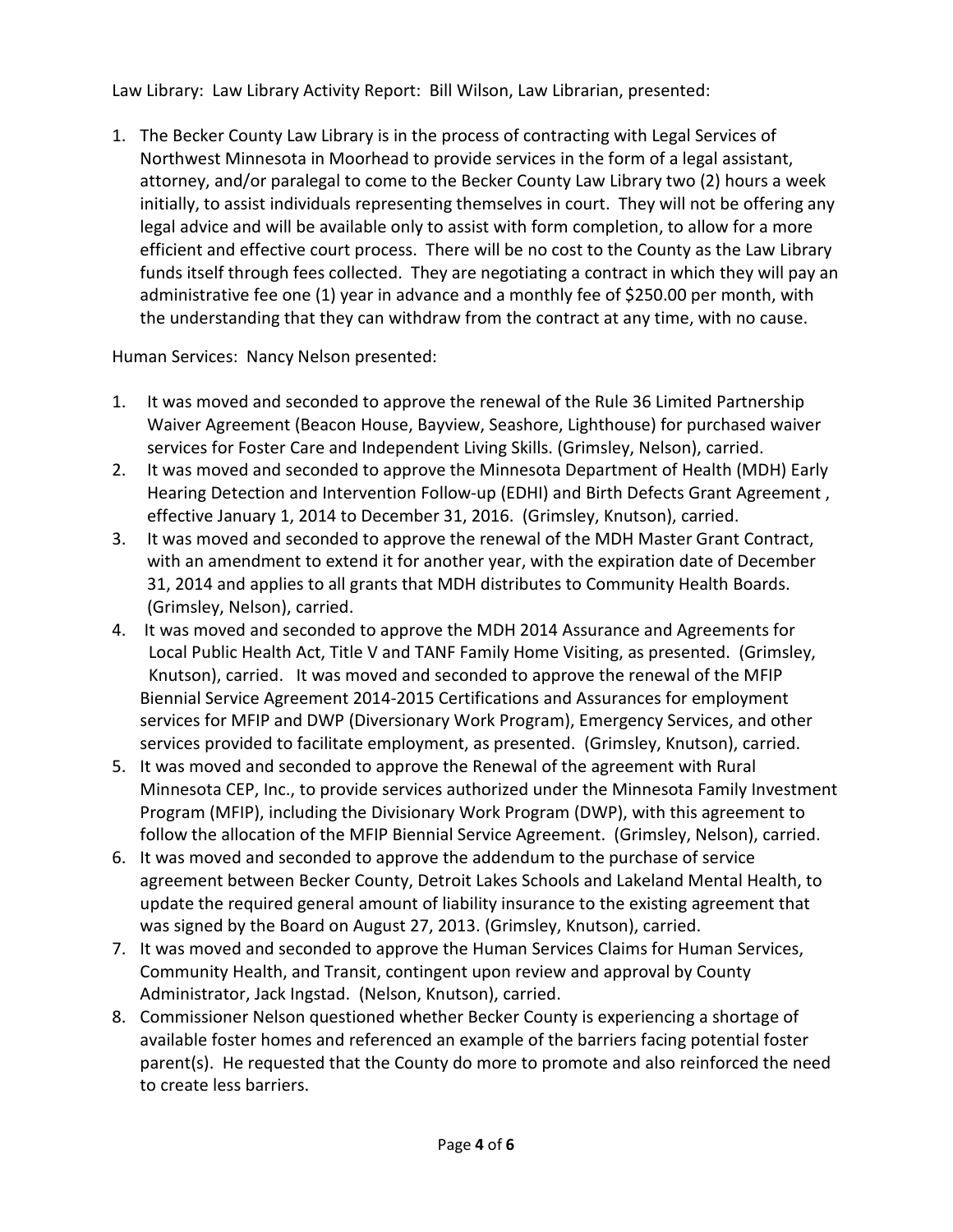Law Library: Law Library Activity Report: Bill Wilson, Law Librarian, presented:

1. The Becker County Law Library is in the process of contracting with Legal Services of Northwest Minnesota in Moorhead to provide services in the form of a legal assistant, attorney, and/or paralegal to come to the Becker County Law Library two (2) hours a week initially, to assist individuals representing themselves in court. They will not be offering any legal advice and will be available only to assist with form completion, to allow for a more efficient and effective court process. There will be no cost to the County as the Law Library funds itself through fees collected. They are negotiating a contract in which they will pay an administrative fee one (1) year in advance and a monthly fee of $250.00 per month, with the understanding that they can withdraw from the contract at any time, with no cause.

Human Services: Nancy Nelson presented:

1. It was moved and seconded to approve the renewal of the Rule 36 Limited Partnership Waiver Agreement (Beacon House, Bayview, Seashore, Lighthouse) for purchased waiver services for Foster Care and Independent Living Skills. (Grimsley, Nelson), carried.
2. It was moved and seconded to approve the Minnesota Department of Health (MDH) Early Hearing Detection and Intervention Follow-up (EDHI) and Birth Defects Grant Agreement , effective January 1, 2014 to December 31, 2016. (Grimsley, Knutson), carried.
3. It was moved and seconded to approve the renewal of the MDH Master Grant Contract, with an amendment to extend it for another year, with the expiration date of December 31, 2014 and applies to all grants that MDH distributes to Community Health Boards. (Grimsley, Nelson), carried.
4. It was moved and seconded to approve the MDH 2014 Assurance and Agreements for Local Public Health Act, Title V and TANF Family Home Visiting, as presented. (Grimsley, Knutson), carried. It was moved and seconded to approve the renewal of the MFIP Biennial Service Agreement 2014-2015 Certifications and Assurances for employment services for MFIP and DWP (Diversionary Work Program), Emergency Services, and other services provided to facilitate employment, as presented. (Grimsley, Knutson), carried.
5. It was moved and seconded to approve the Renewal of the agreement with Rural Minnesota CEP, Inc., to provide services authorized under the Minnesota Family Investment Program (MFIP), including the Divisionary Work Program (DWP), with this agreement to follow the allocation of the MFIP Biennial Service Agreement. (Grimsley, Nelson), carried.
6. It was moved and seconded to approve the addendum to the purchase of service agreement between Becker County, Detroit Lakes Schools and Lakeland Mental Health, to update the required general amount of liability insurance to the existing agreement that was signed by the Board on August 27, 2013. (Grimsley, Knutson), carried.
7. It was moved and seconded to approve the Human Services Claims for Human Services, Community Health, and Transit, contingent upon review and approval by County Administrator, Jack Ingstad. (Nelson, Knutson), carried.
8. Commissioner Nelson questioned whether Becker County is experiencing a shortage of available foster homes and referenced an example of the barriers facing potential foster parent(s). He requested that the County do more to promote and also reinforced the need to create less barriers.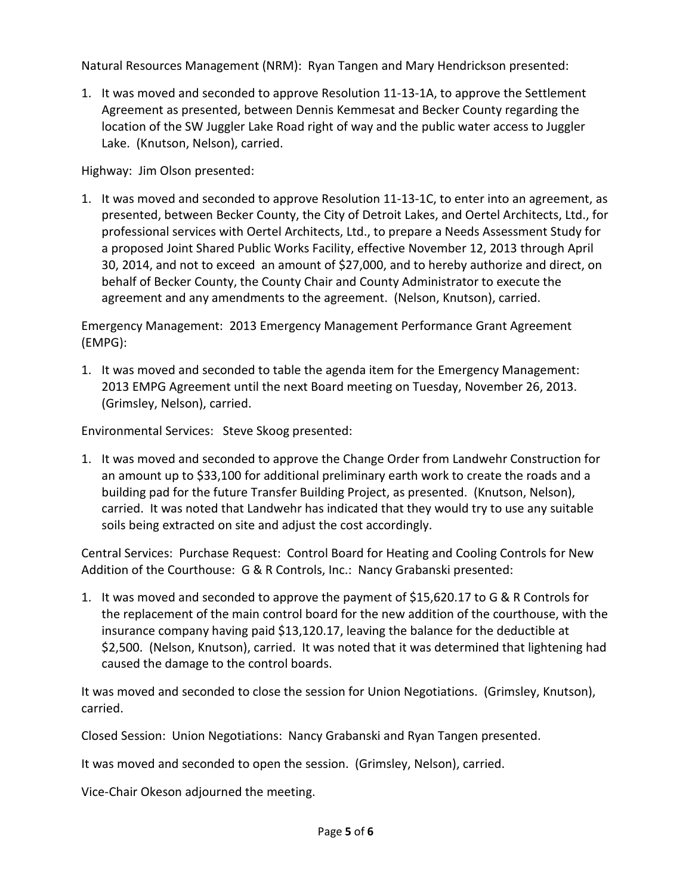Natural Resources Management (NRM): Ryan Tangen and Mary Hendrickson presented:

1. It was moved and seconded to approve Resolution 11-13-1A, to approve the Settlement Agreement as presented, between Dennis Kemmesat and Becker County regarding the location of the SW Juggler Lake Road right of way and the public water access to Juggler Lake. (Knutson, Nelson), carried.

Highway: Jim Olson presented:

1. It was moved and seconded to approve Resolution 11-13-1C, to enter into an agreement, as presented, between Becker County, the City of Detroit Lakes, and Oertel Architects, Ltd., for professional services with Oertel Architects, Ltd., to prepare a Needs Assessment Study for a proposed Joint Shared Public Works Facility, effective November 12, 2013 through April 30, 2014, and not to exceed an amount of $27,000, and to hereby authorize and direct, on behalf of Becker County, the County Chair and County Administrator to execute the agreement and any amendments to the agreement. (Nelson, Knutson), carried.

Emergency Management: 2013 Emergency Management Performance Grant Agreement (EMPG):

1. It was moved and seconded to table the agenda item for the Emergency Management: 2013 EMPG Agreement until the next Board meeting on Tuesday, November 26, 2013. (Grimsley, Nelson), carried.

Environmental Services: Steve Skoog presented:

1. It was moved and seconded to approve the Change Order from Landwehr Construction for an amount up to $33,100 for additional preliminary earth work to create the roads and a building pad for the future Transfer Building Project, as presented. (Knutson, Nelson), carried. It was noted that Landwehr has indicated that they would try to use any suitable soils being extracted on site and adjust the cost accordingly.

Central Services: Purchase Request: Control Board for Heating and Cooling Controls for New Addition of the Courthouse: G & R Controls, Inc.: Nancy Grabanski presented:

1. It was moved and seconded to approve the payment of $15,620.17 to G & R Controls for the replacement of the main control board for the new addition of the courthouse, with the insurance company having paid $13,120.17, leaving the balance for the deductible at $2,500. (Nelson, Knutson), carried. It was noted that it was determined that lightening had caused the damage to the control boards.

It was moved and seconded to close the session for Union Negotiations. (Grimsley, Knutson), carried.

Closed Session: Union Negotiations: Nancy Grabanski and Ryan Tangen presented.

It was moved and seconded to open the session. (Grimsley, Nelson), carried.

Vice-Chair Okeson adjourned the meeting.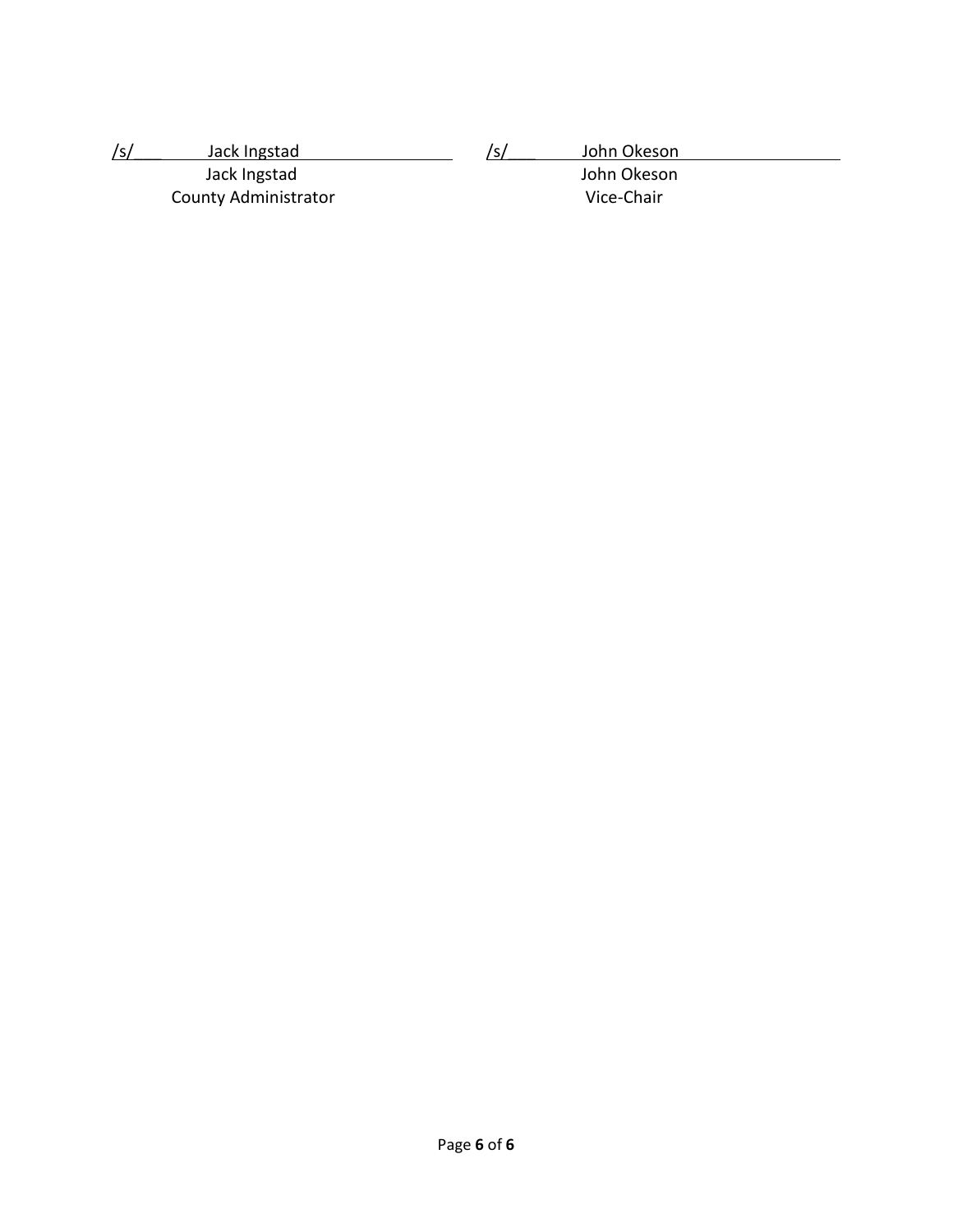/s/___ Jack Ingstad
Jack Ingstad
County Administrator

/s/___ John Okeson
John Okeson
Vice-Chair